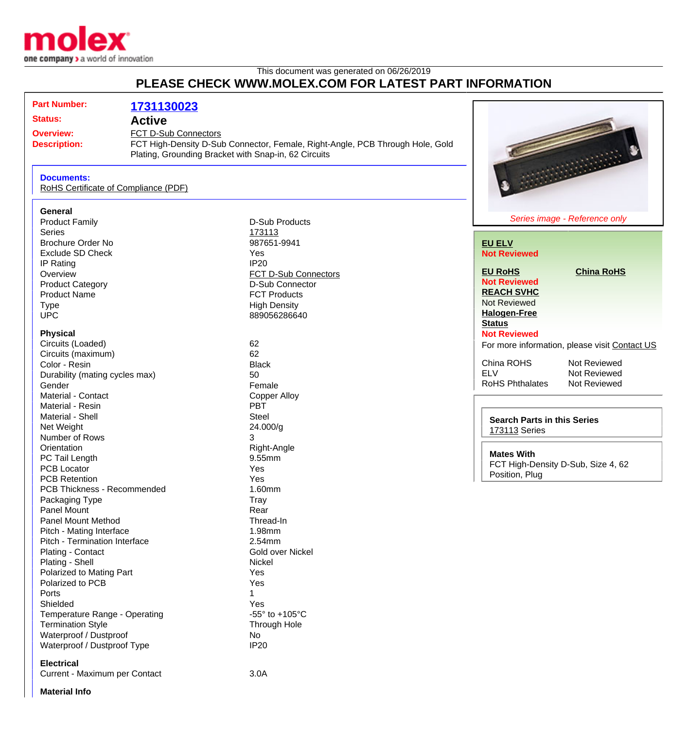This document was generated on 06/26/2019

# PLEASE CHECK WWW.MOLEX.COM FOR LATEST PART INFORMATION

**Part Number:** 1731130023

**Status:** Active

**Overview:** FCT D-Sub Connectors

**Description:** FCT High-Density D-Sub Connector, Female, Right-Angle, PCB Through Hole, Gold Plating, Grounding Bracket with Snap-in, 62 Circuits

**Documents:**
RoHS Certificate of Compliance (PDF)

*Series image - Reference only*

**EU ELV**
Not Reviewed

**EU RoHS**
Not Reviewed

**China RoHS**

**REACH SVHC**
Not Reviewed

**Halogen-Free Status**
Not Reviewed

For more information, please visit Contact US

| | |
|---|---|
| China ROHS | Not Reviewed |
| ELV | Not Reviewed |
| RoHS Phthalates | Not Reviewed |

**Search Parts in this Series**
173113 Series

**Mates With**
FCT High-Density D-Sub, Size 4, 62 Position, Plug

### General

| | |
|---|---|
| Product Family | D-Sub Products |
| Series | 173113 |
| Brochure Order No | 987651-9941 |
| Exclude SD Check | Yes |
| IP Rating | IP20 |
| Overview | FCT D-Sub Connectors |
| Product Category | D-Sub Connector |
| Product Name | FCT Products |
| Type | High Density |
| UPC | 889056286640 |

### Physical

| | |
|---|---|
| Circuits (Loaded) | 62 |
| Circuits (maximum) | 62 |
| Color - Resin | Black |
| Durability (mating cycles max) | 50 |
| Gender | Female |
| Material - Contact | Copper Alloy |
| Material - Resin | PBT |
| Material - Shell | Steel |
| Net Weight | 24.000/g |
| Number of Rows | 3 |
| Orientation | Right-Angle |
| PC Tail Length | 9.55mm |
| PCB Locator | Yes |
| PCB Retention | Yes |
| PCB Thickness - Recommended | 1.60mm |
| Packaging Type | Tray |
| Panel Mount | Rear |
| Panel Mount Method | Thread-In |
| Pitch - Mating Interface | 1.98mm |
| Pitch - Termination Interface | 2.54mm |
| Plating - Contact | Gold over Nickel |
| Plating - Shell | Nickel |
| Polarized to Mating Part | Yes |
| Polarized to PCB | Yes |
| Ports | 1 |
| Shielded | Yes |
| Temperature Range - Operating | -55° to +105°C |
| Termination Style | Through Hole |
| Waterproof / Dustproof | No |
| Waterproof / Dustproof Type | IP20 |

### Electrical

| | |
|---|---|
| Current - Maximum per Contact | 3.0A |

### Material Info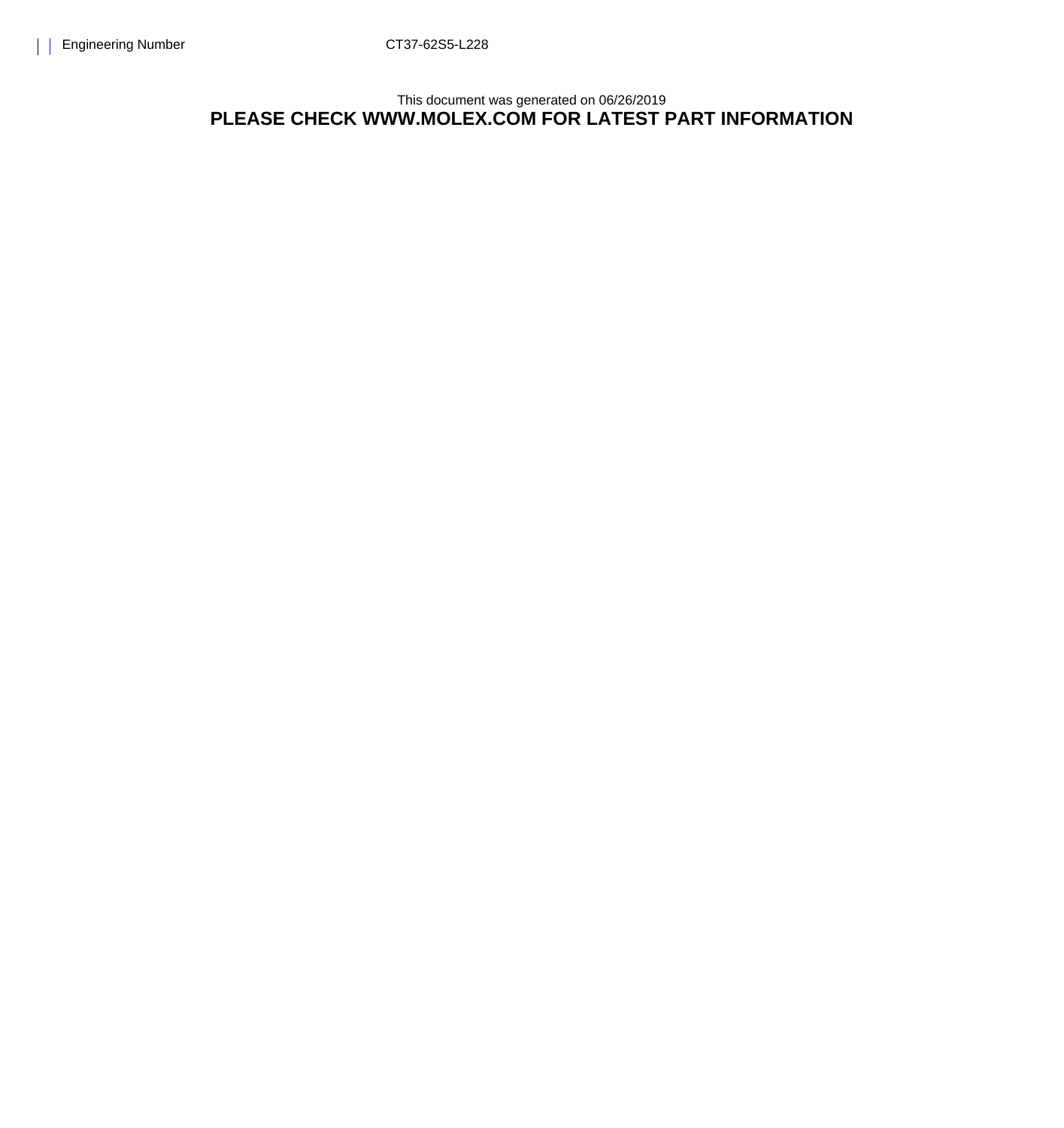| | |
|---|---|
| Engineering Number | CT37-62S5-L228 |

This document was generated on 06/26/2019

**PLEASE CHECK WWW.MOLEX.COM FOR LATEST PART INFORMATION**